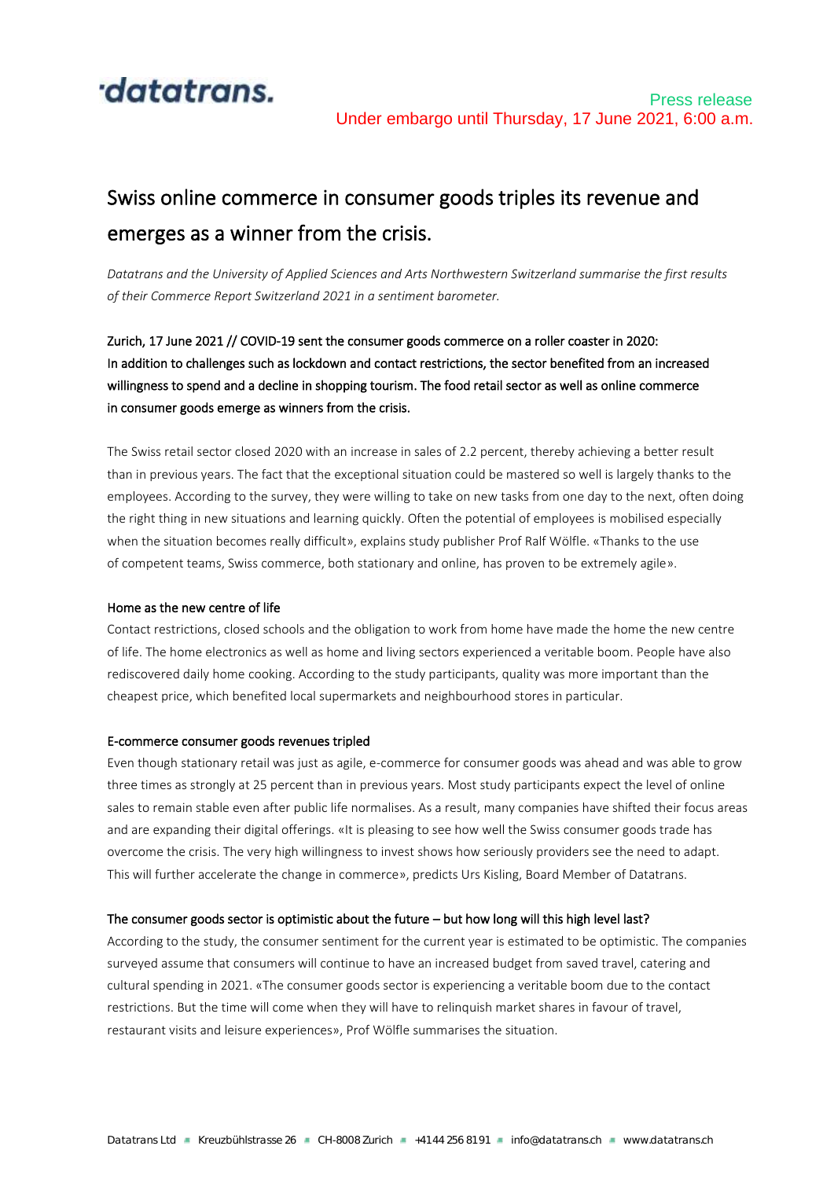'datatrans.

Press release
Under embargo until Thursday, 17 June 2021, 6:00 a.m.

# Swiss online commerce in consumer goods triples its revenue and emerges as a winner from the crisis.

*Datatrans and the University of Applied Sciences and Arts Northwestern Switzerland summarise the first results of their Commerce Report Switzerland 2021 in a sentiment barometer.*

Zurich, 17 June 2021 // COVID-19 sent the consumer goods commerce on a roller coaster in 2020: In addition to challenges such as lockdown and contact restrictions, the sector benefited from an increased willingness to spend and a decline in shopping tourism. The food retail sector as well as online commerce in consumer goods emerge as winners from the crisis.

The Swiss retail sector closed 2020 with an increase in sales of 2.2 percent, thereby achieving a better result than in previous years. The fact that the exceptional situation could be mastered so well is largely thanks to the employees. According to the survey, they were willing to take on new tasks from one day to the next, often doing the right thing in new situations and learning quickly. Often the potential of employees is mobilised especially when the situation becomes really difficult», explains study publisher Prof Ralf Wölfle. «Thanks to the use of competent teams, Swiss commerce, both stationary and online, has proven to be extremely agile».

## Home as the new centre of life

Contact restrictions, closed schools and the obligation to work from home have made the home the new centre of life. The home electronics as well as home and living sectors experienced a veritable boom. People have also rediscovered daily home cooking. According to the study participants, quality was more important than the cheapest price, which benefited local supermarkets and neighbourhood stores in particular.

## E-commerce consumer goods revenues tripled

Even though stationary retail was just as agile, e-commerce for consumer goods was ahead and was able to grow three times as strongly at 25 percent than in previous years. Most study participants expect the level of online sales to remain stable even after public life normalises. As a result, many companies have shifted their focus areas and are expanding their digital offerings. «It is pleasing to see how well the Swiss consumer goods trade has overcome the crisis. The very high willingness to invest shows how seriously providers see the need to adapt. This will further accelerate the change in commerce», predicts Urs Kisling, Board Member of Datatrans.

## The consumer goods sector is optimistic about the future – but how long will this high level last?

According to the study, the consumer sentiment for the current year is estimated to be optimistic. The companies surveyed assume that consumers will continue to have an increased budget from saved travel, catering and cultural spending in 2021. «The consumer goods sector is experiencing a veritable boom due to the contact restrictions. But the time will come when they will have to relinquish market shares in favour of travel, restaurant visits and leisure experiences», Prof Wölfle summarises the situation.

Datatrans Ltd ▪ Kreuzbühlstrasse 26 ▪ CH-8008 Zurich ▪ +41 44 256 81 91 ▪ info@datatrans.ch ▪ www.datatrans.ch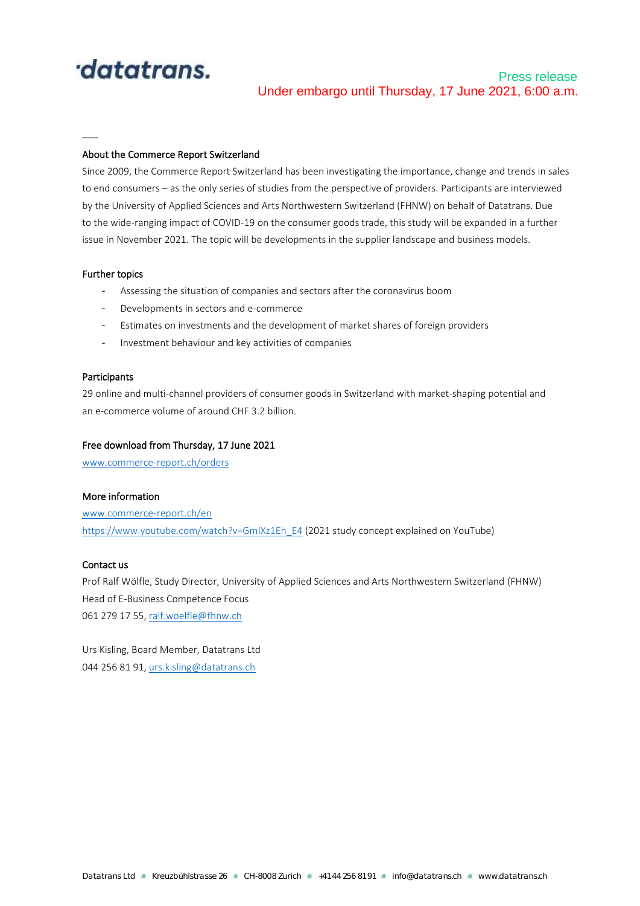Press release
Under embargo until Thursday, 17 June 2021, 6:00 a.m.

---

### About the Commerce Report Switzerland

Since 2009, the Commerce Report Switzerland has been investigating the importance, change and trends in sales to end consumers – as the only series of studies from the perspective of providers. Participants are interviewed by the University of Applied Sciences and Arts Northwestern Switzerland (FHNW) on behalf of Datatrans. Due to the wide-ranging impact of COVID-19 on the consumer goods trade, this study will be expanded in a further issue in November 2021. The topic will be developments in the supplier landscape and business models.

### Further topics

- Assessing the situation of companies and sectors after the coronavirus boom
- Developments in sectors and e-commerce
- Estimates on investments and the development of market shares of foreign providers
- Investment behaviour and key activities of companies

### Participants

29 online and multi-channel providers of consumer goods in Switzerland with market-shaping potential and an e-commerce volume of around CHF 3.2 billion.

### Free download from Thursday, 17 June 2021

www.commerce-report.ch/orders

### More information

www.commerce-report.ch/en
https://www.youtube.com/watch?v=GmIXz1Eh_E4 (2021 study concept explained on YouTube)

### Contact us

Prof Ralf Wölfle, Study Director, University of Applied Sciences and Arts Northwestern Switzerland (FHNW)
Head of E-Business Competence Focus
061 279 17 55, ralf.woelfle@fhnw.ch

Urs Kisling, Board Member, Datatrans Ltd
044 256 81 91, urs.kisling@datatrans.ch

Datatrans Ltd ▪ Kreuzbühlstrasse 26 ▪ CH-8008 Zurich ▪ +41 44 256 81 91 ▪ info@datatrans.ch ▪ www.datatrans.ch